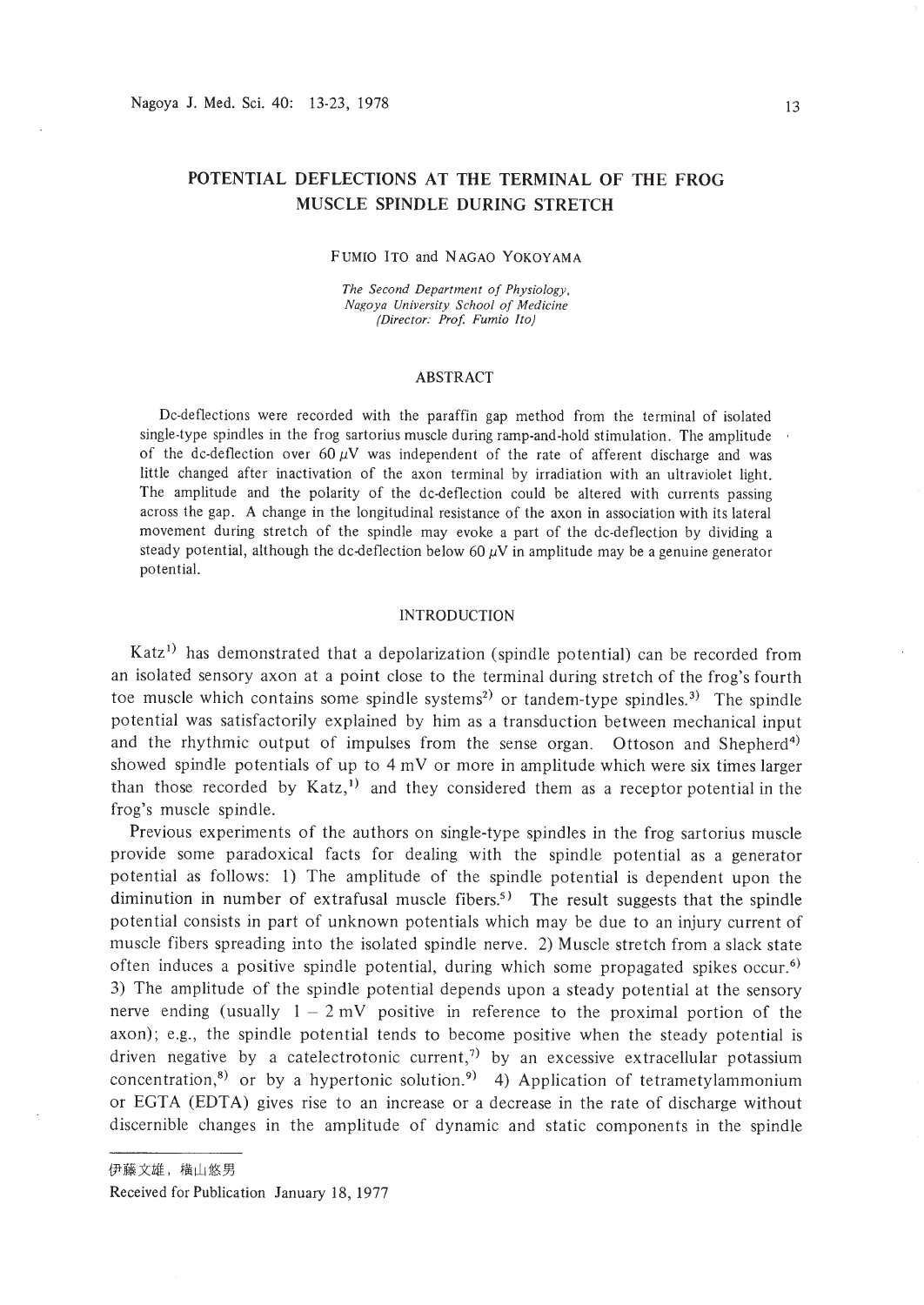# POTENTIAL DEFLECTIONS AT THE TERMINAL OF THE FROG MUSCLE SPINDLE DURING STRETCH

FUMIO ITO and NAGAO YOKOYAMA

*The Second Department of Physiology, Nagoya University School of Medicine (Director: Prof. Fumio Ito)*

## ABSTRACT

Dc-deflections were recorded with the paraffin gap method from the terminal of isolated single-type spindles in the frog sartorius muscle during ramp-and-hold stimulation. The amplitude of the dc-deflection over 60 $\mu$V was independent of the rate of afferent discharge and was little changed after inactivation of the axon terminal by irradiation with an ultraviolet light. The amplitude and the polarity of the dc-deflection could be altered with currents passing across the gap. A change in the longitudinal resistance of the axon in association with its lateral movement during stretch of the spindle may evoke a part of the dc-deflection by dividing a steady potential, although the dc-deflection below 60 $\mu$V in amplitude may be a genuine generator potential.

## INTRODUCTION

Katz[1] has demonstrated that a depolarization (spindle potential) can be recorded from an isolated sensory axon at a point close to the terminal during stretch of the frog's fourth toe muscle which contains some spindle systems[2] or tandem-type spindles.[3] The spindle potential was satisfactorily explained by him as a transduction between mechanical input and the rhythmic output of impulses from the sense organ. Ottoson and Shepherd[4] showed spindle potentials of up to 4 mV or more in amplitude which were six times larger than those recorded by Katz,[1] and they considered them as a receptor potential in the frog's muscle spindle.

Previous experiments of the authors on single-type spindles in the frog sartorius muscle provide some paradoxical facts for dealing with the spindle potential as a generator potential as follows: 1) The amplitude of the spindle potential is dependent upon the diminution in number of extrafusal muscle fibers.[5] The result suggests that the spindle potential consists in part of unknown potentials which may be due to an injury current of muscle fibers spreading into the isolated spindle nerve. 2) Muscle stretch from a slack state often induces a positive spindle potential, during which some propagated spikes occur.[6] 3) The amplitude of the spindle potential depends upon a steady potential at the sensory nerve ending (usually 1 – 2 mV positive in reference to the proximal portion of the axon); e.g., the spindle potential tends to become positive when the steady potential is driven negative by a catelectrotonic current,[7] by an excessive extracellular potassium concentration,[8] or by a hypertonic solution.[9] 4) Application of tetrametylammonium or EGTA (EDTA) gives rise to an increase or a decrease in the rate of discharge without discernible changes in the amplitude of dynamic and static components in the spindle

伊藤文雄，横山悠男

Received for Publication January 18, 1977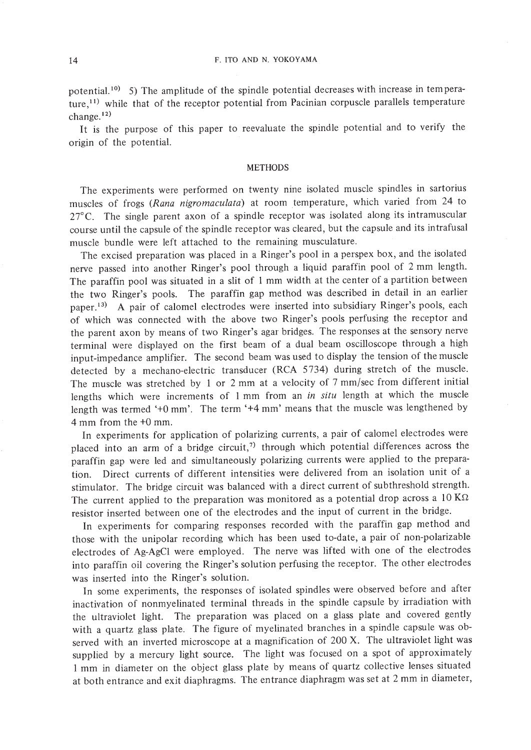potential.[10] 5) The amplitude of the spindle potential decreases with increase in temperature,[11] while that of the receptor potential from Pacinian corpuscle parallels temperature change.[12]

It is the purpose of this paper to reevaluate the spindle potential and to verify the origin of the potential.

## METHODS

The experiments were performed on twenty nine isolated muscle spindles in sartorius muscles of frogs (*Rana nigromaculata*) at room temperature, which varied from 24 to 27°C. The single parent axon of a spindle receptor was isolated along its intramuscular course until the capsule of the spindle receptor was cleared, but the capsule and its intrafusal muscle bundle were left attached to the remaining musculature.

The excised preparation was placed in a Ringer's pool in a perspex box, and the isolated nerve passed into another Ringer's pool through a liquid paraffin pool of 2 mm length. The paraffin pool was situated in a slit of 1 mm width at the center of a partition between the two Ringer's pools. The paraffin gap method was described in detail in an earlier paper.[13] A pair of calomel electrodes were inserted into subsidiary Ringer's pools, each of which was connected with the above two Ringer's pools perfusing the receptor and the parent axon by means of two Ringer's agar bridges. The responses at the sensory nerve terminal were displayed on the first beam of a dual beam oscilloscope through a high input-impedance amplifier. The second beam was used to display the tension of the muscle detected by a mechano-electric transducer (RCA 5734) during stretch of the muscle. The muscle was stretched by 1 or 2 mm at a velocity of 7 mm/sec from different initial lengths which were increments of 1 mm from an *in situ* length at which the muscle length was termed '+0 mm'. The term '+4 mm' means that the muscle was lengthened by 4 mm from the +0 mm.

In experiments for application of polarizing currents, a pair of calomel electrodes were placed into an arm of a bridge circuit,[7] through which potential differences across the paraffin gap were led and simultaneously polarizing currents were applied to the preparation. Direct currents of different intensities were delivered from an isolation unit of a stimulator. The bridge circuit was balanced with a direct current of subthreshold strength. The current applied to the preparation was monitored as a potential drop across a 10 KΩ resistor inserted between one of the electrodes and the input of current in the bridge.

In experiments for comparing responses recorded with the paraffin gap method and those with the unipolar recording which has been used to-date, a pair of non-polarizable electrodes of Ag-AgCl were employed. The nerve was lifted with one of the electrodes into paraffin oil covering the Ringer's solution perfusing the receptor. The other electrodes was inserted into the Ringer's solution.

In some experiments, the responses of isolated spindles were observed before and after inactivation of nonmyelinated terminal threads in the spindle capsule by irradiation with the ultraviolet light. The preparation was placed on a glass plate and covered gently with a quartz glass plate. The figure of myelinated branches in a spindle capsule was observed with an inverted microscope at a magnification of 200 X. The ultraviolet light was supplied by a mercury light source. The light was focused on a spot of approximately 1 mm in diameter on the object glass plate by means of quartz collective lenses situated at both entrance and exit diaphragms. The entrance diaphragm was set at 2 mm in diameter,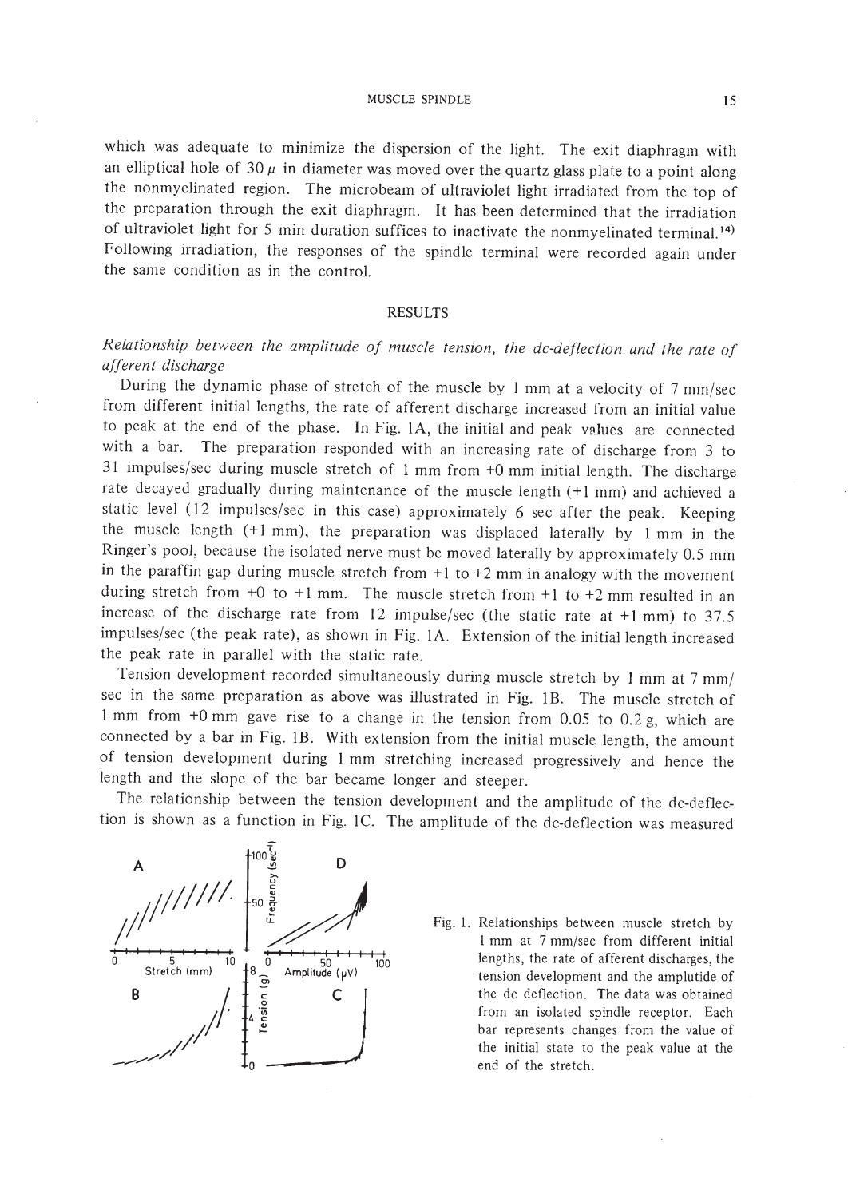which was adequate to minimize the dispersion of the light. The exit diaphragm with an elliptical hole of 30 $\mu$ in diameter was moved over the quartz glass plate to a point along the nonmyelinated region. The microbeam of ultraviolet light irradiated from the top of the preparation through the exit diaphragm. It has been determined that the irradiation of ultraviolet light for 5 min duration suffices to inactivate the nonmyelinated terminal.[14] Following irradiation, the responses of the spindle terminal were recorded again under the same condition as in the control.

## RESULTS

### *Relationship between the amplitude of muscle tension, the dc-deflection and the rate of afferent discharge*

During the dynamic phase of stretch of the muscle by 1 mm at a velocity of 7 mm/sec from different initial lengths, the rate of afferent discharge increased from an initial value to peak at the end of the phase. In Fig. 1A, the initial and peak values are connected with a bar. The preparation responded with an increasing rate of discharge from 3 to 31 impulses/sec during muscle stretch of 1 mm from +0 mm initial length. The discharge rate decayed gradually during maintenance of the muscle length (+1 mm) and achieved a static level (12 impulses/sec in this case) approximately 6 sec after the peak. Keeping the muscle length (+1 mm), the preparation was displaced laterally by 1 mm in the Ringer's pool, because the isolated nerve must be moved laterally by approximately 0.5 mm in the paraffin gap during muscle stretch from +1 to +2 mm in analogy with the movement during stretch from +0 to +1 mm. The muscle stretch from +1 to +2 mm resulted in an increase of the discharge rate from 12 impulse/sec (the static rate at +1 mm) to 37.5 impulses/sec (the peak rate), as shown in Fig. 1A. Extension of the initial length increased the peak rate in parallel with the static rate.

Tension development recorded simultaneously during muscle stretch by 1 mm at 7 mm/sec in the same preparation as above was illustrated in Fig. 1B. The muscle stretch of 1 mm from +0 mm gave rise to a change in the tension from 0.05 to 0.2 g, which are connected by a bar in Fig. 1B. With extension from the initial muscle length, the amount of tension development during 1 mm stretching increased progressively and hence the length and the slope of the bar became longer and steeper.

The relationship between the tension development and the amplitude of the dc-deflection is shown as a function in Fig. 1C. The amplitude of the dc-deflection was measured

Fig. 1. Relationships between muscle stretch by 1 mm at 7 mm/sec from different initial lengths, the rate of afferent discharges, the tension development and the amplutide of the dc deflection. The data was obtained from an isolated spindle receptor. Each bar represents changes from the value of the initial state to the peak value at the end of the stretch.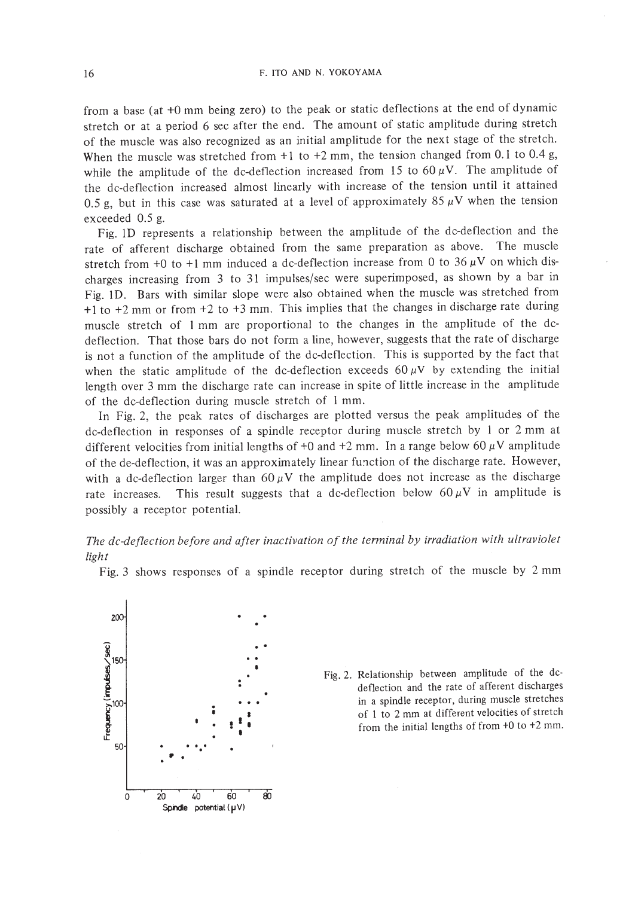from a base (at +0 mm being zero) to the peak or static deflections at the end of dynamic stretch or at a period 6 sec after the end. The amount of static amplitude during stretch of the muscle was also recognized as an initial amplitude for the next stage of the stretch. When the muscle was stretched from +1 to +2 mm, the tension changed from 0.1 to 0.4 g, while the amplitude of the dc-deflection increased from 15 to 60 $\mu$V. The amplitude of the dc-deflection increased almost linearly with increase of the tension until it attained 0.5 g, but in this case was saturated at a level of approximately 85 $\mu$V when the tension exceeded 0.5 g.

Fig. 1D represents a relationship between the amplitude of the dc-deflection and the rate of afferent discharge obtained from the same preparation as above. The muscle stretch from +0 to +1 mm induced a dc-deflection increase from 0 to 36 $\mu$V on which discharges increasing from 3 to 31 impulses/sec were superimposed, as shown by a bar in Fig. 1D. Bars with similar slope were also obtained when the muscle was stretched from +1 to +2 mm or from +2 to +3 mm. This implies that the changes in discharge rate during muscle stretch of 1 mm are proportional to the changes in the amplitude of the dc-deflection. That those bars do not form a line, however, suggests that the rate of discharge is not a function of the amplitude of the dc-deflection. This is supported by the fact that when the static amplitude of the dc-deflection exceeds 60 $\mu$V by extending the initial length over 3 mm the discharge rate can increase in spite of little increase in the amplitude of the dc-deflection during muscle stretch of 1 mm.

In Fig. 2, the peak rates of discharges are plotted versus the peak amplitudes of the dc-deflection in responses of a spindle receptor during muscle stretch by 1 or 2 mm at different velocities from initial lengths of +0 and +2 mm. In a range below 60 $\mu$V amplitude of the de-deflection, it was an approximately linear function of the discharge rate. However, with a dc-deflection larger than 60 $\mu$V the amplitude does not increase as the discharge rate increases. This result suggests that a dc-deflection below 60 $\mu$V in amplitude is possibly a receptor potential.

*The dc-deflection before and after inactivation of the terminal by irradiation with ultraviolet light*

Fig. 3 shows responses of a spindle receptor during stretch of the muscle by 2 mm

Fig. 2. Relationship between amplitude of the dc-deflection and the rate of afferent discharges in a spindle receptor, during muscle stretches of 1 to 2 mm at different velocities of stretch from the initial lengths of from +0 to +2 mm.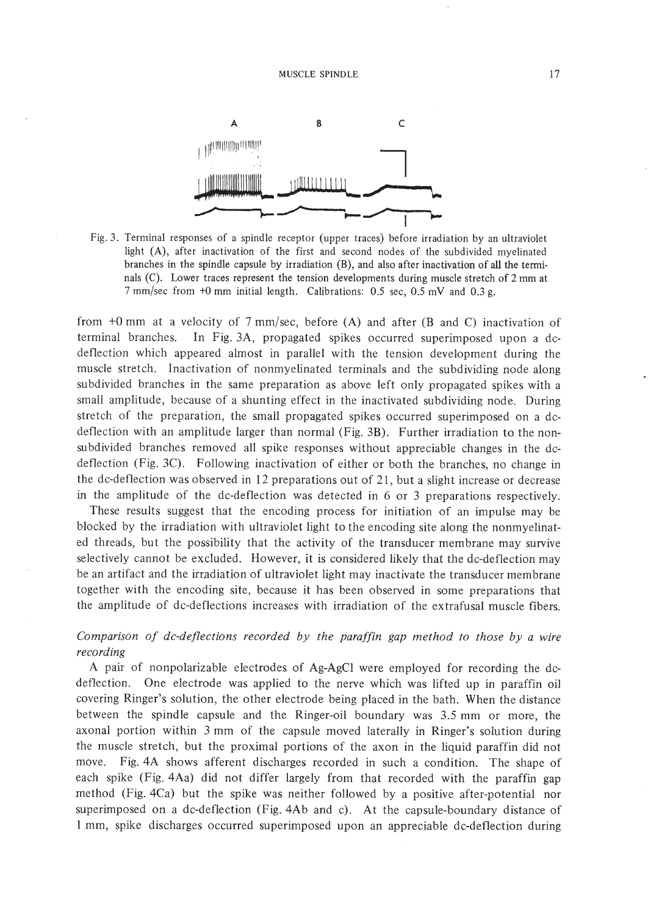Fig. 3. Terminal responses of a spindle receptor (upper traces) before irradiation by an ultraviolet light (A), after inactivation of the first and second nodes of the subdivided myelinated branches in the spindle capsule by irradiation (B), and also after inactivation of all the terminals (C). Lower traces represent the tension developments during muscle stretch of 2 mm at 7 mm/sec from +0 mm initial length. Calibrations: 0.5 sec, 0.5 mV and 0.3 g.

from +0 mm at a velocity of 7 mm/sec, before (A) and after (B and C) inactivation of terminal branches. In Fig. 3A, propagated spikes occurred superimposed upon a dc-deflection which appeared almost in parallel with the tension development during the muscle stretch. Inactivation of nonmyelinated terminals and the subdividing node along subdivided branches in the same preparation as above left only propagated spikes with a small amplitude, because of a shunting effect in the inactivated subdividing node. During stretch of the preparation, the small propagated spikes occurred superimposed on a dc-deflection with an amplitude larger than normal (Fig. 3B). Further irradiation to the non-subdivided branches removed all spike responses without appreciable changes in the dc-deflection (Fig. 3C). Following inactivation of either or both the branches, no change in the dc-deflection was observed in 12 preparations out of 21, but a slight increase or decrease in the amplitude of the dc-deflection was detected in 6 or 3 preparations respectively.

These results suggest that the encoding process for initiation of an impulse may be blocked by the irradiation with ultraviolet light to the encoding site along the nonmyelinated threads, but the possibility that the activity of the transducer membrane may survive selectively cannot be excluded. However, it is considered likely that the dc-deflection may be an artifact and the irradiation of ultraviolet light may inactivate the transducer membrane together with the encoding site, because it has been observed in some preparations that the amplitude of dc-deflections increases with irradiation of the extrafusal muscle fibers.

### *Comparison of dc-deflections recorded by the paraffin gap method to those by a wire recording*

A pair of nonpolarizable electrodes of Ag-AgCl were employed for recording the dc-deflection. One electrode was applied to the nerve which was lifted up in paraffin oil covering Ringer's solution, the other electrode being placed in the bath. When the distance between the spindle capsule and the Ringer-oil boundary was 3.5 mm or more, the axonal portion within 3 mm of the capsule moved laterally in Ringer's solution during the muscle stretch, but the proximal portions of the axon in the liquid paraffin did not move. Fig. 4A shows afferent discharges recorded in such a condition. The shape of each spike (Fig. 4Aa) did not differ largely from that recorded with the paraffin gap method (Fig. 4Ca) but the spike was neither followed by a positive after-potential nor superimposed on a dc-deflection (Fig. 4Ab and c). At the capsule-boundary distance of 1 mm, spike discharges occurred superimposed upon an appreciable dc-deflection during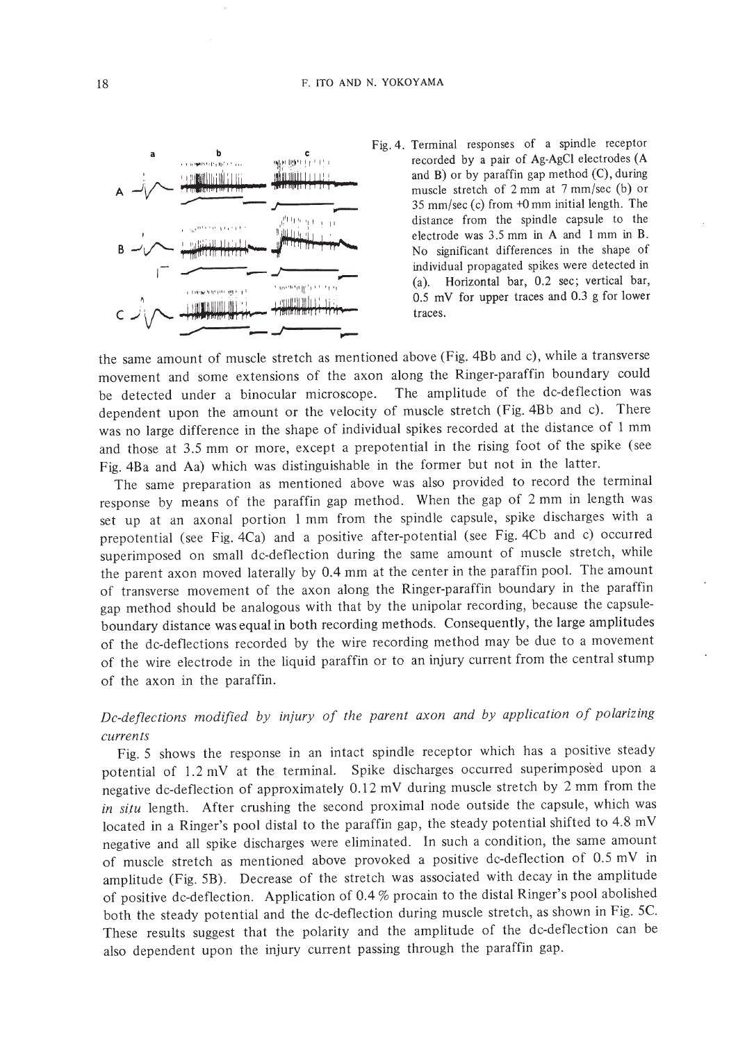Fig. 4. Terminal responses of a spindle receptor recorded by a pair of Ag-AgCl electrodes (A and B) or by paraffin gap method (C), during muscle stretch of 2 mm at 7 mm/sec (b) or 35 mm/sec (c) from +0 mm initial length. The distance from the spindle capsule to the electrode was 3.5 mm in A and 1 mm in B. No significant differences in the shape of individual propagated spikes were detected in (a). Horizontal bar, 0.2 sec; vertical bar, 0.5 mV for upper traces and 0.3 g for lower traces.

the same amount of muscle stretch as mentioned above (Fig. 4Bb and c), while a transverse movement and some extensions of the axon along the Ringer-paraffin boundary could be detected under a binocular microscope. The amplitude of the dc-deflection was dependent upon the amount or the velocity of muscle stretch (Fig. 4Bb and c). There was no large difference in the shape of individual spikes recorded at the distance of 1 mm and those at 3.5 mm or more, except a prepotential in the rising foot of the spike (see Fig. 4Ba and Aa) which was distinguishable in the former but not in the latter.

The same preparation as mentioned above was also provided to record the terminal response by means of the paraffin gap method. When the gap of 2 mm in length was set up at an axonal portion 1 mm from the spindle capsule, spike discharges with a prepotential (see Fig. 4Ca) and a positive after-potential (see Fig. 4Cb and c) occurred superimposed on small dc-deflection during the same amount of muscle stretch, while the parent axon moved laterally by 0.4 mm at the center in the paraffin pool. The amount of transverse movement of the axon along the Ringer-paraffin boundary in the paraffin gap method should be analogous with that by the unipolar recording, because the capsule-boundary distance was equal in both recording methods. Consequently, the large amplitudes of the dc-deflections recorded by the wire recording method may be due to a movement of the wire electrode in the liquid paraffin or to an injury current from the central stump of the axon in the paraffin.

### *Dc-deflections modified by injury of the parent axon and by application of polarizing currents*

Fig. 5 shows the response in an intact spindle receptor which has a positive steady potential of 1.2 mV at the terminal. Spike discharges occurred superimposed upon a negative dc-deflection of approximately 0.12 mV during muscle stretch by 2 mm from the *in situ* length. After crushing the second proximal node outside the capsule, which was located in a Ringer's pool distal to the paraffin gap, the steady potential shifted to 4.8 mV negative and all spike discharges were eliminated. In such a condition, the same amount of muscle stretch as mentioned above provoked a positive dc-deflection of 0.5 mV in amplitude (Fig. 5B). Decrease of the stretch was associated with decay in the amplitude of positive dc-deflection. Application of 0.4 % procain to the distal Ringer's pool abolished both the steady potential and the dc-deflection during muscle stretch, as shown in Fig. 5C. These results suggest that the polarity and the amplitude of the dc-deflection can be also dependent upon the injury current passing through the paraffin gap.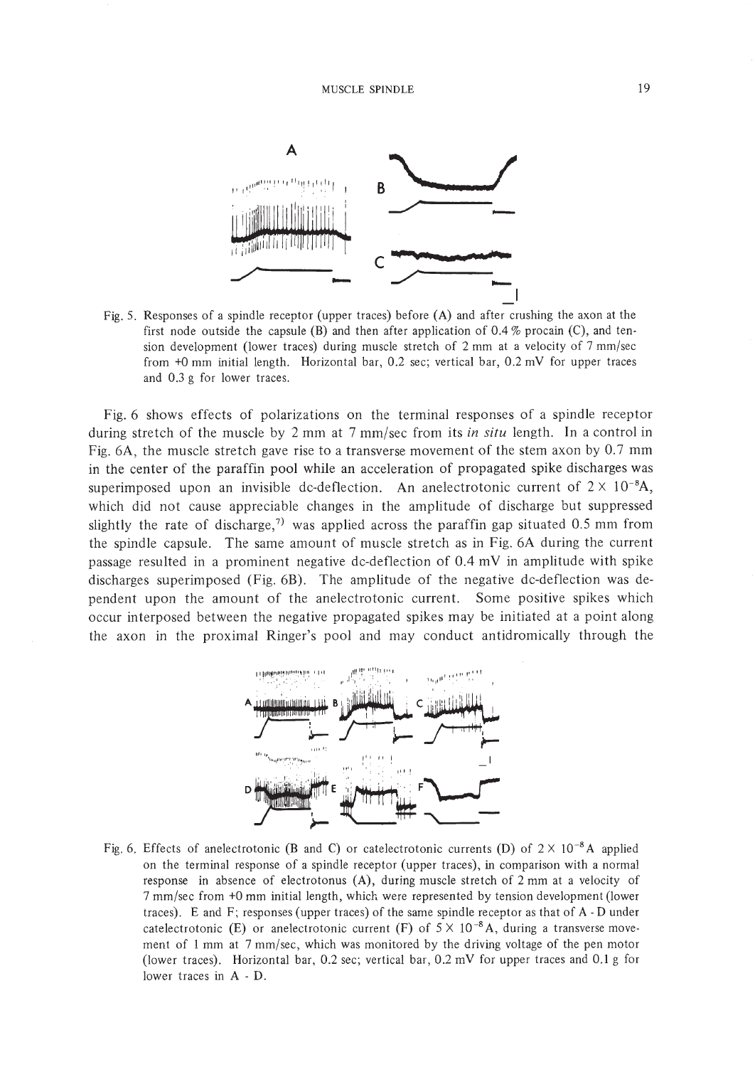Fig. 5. Responses of a spindle receptor (upper traces) before (A) and after crushing the axon at the first node outside the capsule (B) and then after application of 0.4 % procain (C), and tension development (lower traces) during muscle stretch of 2 mm at a velocity of 7 mm/sec from +0 mm initial length. Horizontal bar, 0.2 sec; vertical bar, 0.2 mV for upper traces and 0.3 g for lower traces.

Fig. 6 shows effects of polarizations on the terminal responses of a spindle receptor during stretch of the muscle by 2 mm at 7 mm/sec from its *in situ* length. In a control in Fig. 6A, the muscle stretch gave rise to a transverse movement of the stem axon by 0.7 mm in the center of the paraffin pool while an acceleration of propagated spike discharges was superimposed upon an invisible dc-deflection. An anelectrotonic current of $2 \times 10^{-8}$A, which did not cause appreciable changes in the amplitude of discharge but suppressed slightly the rate of discharge,[7] was applied across the paraffin gap situated 0.5 mm from the spindle capsule. The same amount of muscle stretch as in Fig. 6A during the current passage resulted in a prominent negative dc-deflection of 0.4 mV in amplitude with spike discharges superimposed (Fig. 6B). The amplitude of the negative dc-deflection was dependent upon the amount of the anelectrotonic current. Some positive spikes which occur interposed between the negative propagated spikes may be initiated at a point along the axon in the proximal Ringer's pool and may conduct antidromically through the

Fig. 6. Effects of anelectrotonic (B and C) or catelectrotonic currents (D) of $2 \times 10^{-8}$A applied on the terminal response of a spindle receptor (upper traces), in comparison with a normal response in absence of electrotonus (A), during muscle stretch of 2 mm at a velocity of 7 mm/sec from +0 mm initial length, which were represented by tension development (lower traces). E and F; responses (upper traces) of the same spindle receptor as that of A - D under catelectrotonic (E) or anelectrotonic current (F) of $5 \times 10^{-8}$A, during a transverse movement of 1 mm at 7 mm/sec, which was monitored by the driving voltage of the pen motor (lower traces). Horizontal bar, 0.2 sec; vertical bar, 0.2 mV for upper traces and 0.1 g for lower traces in A - D.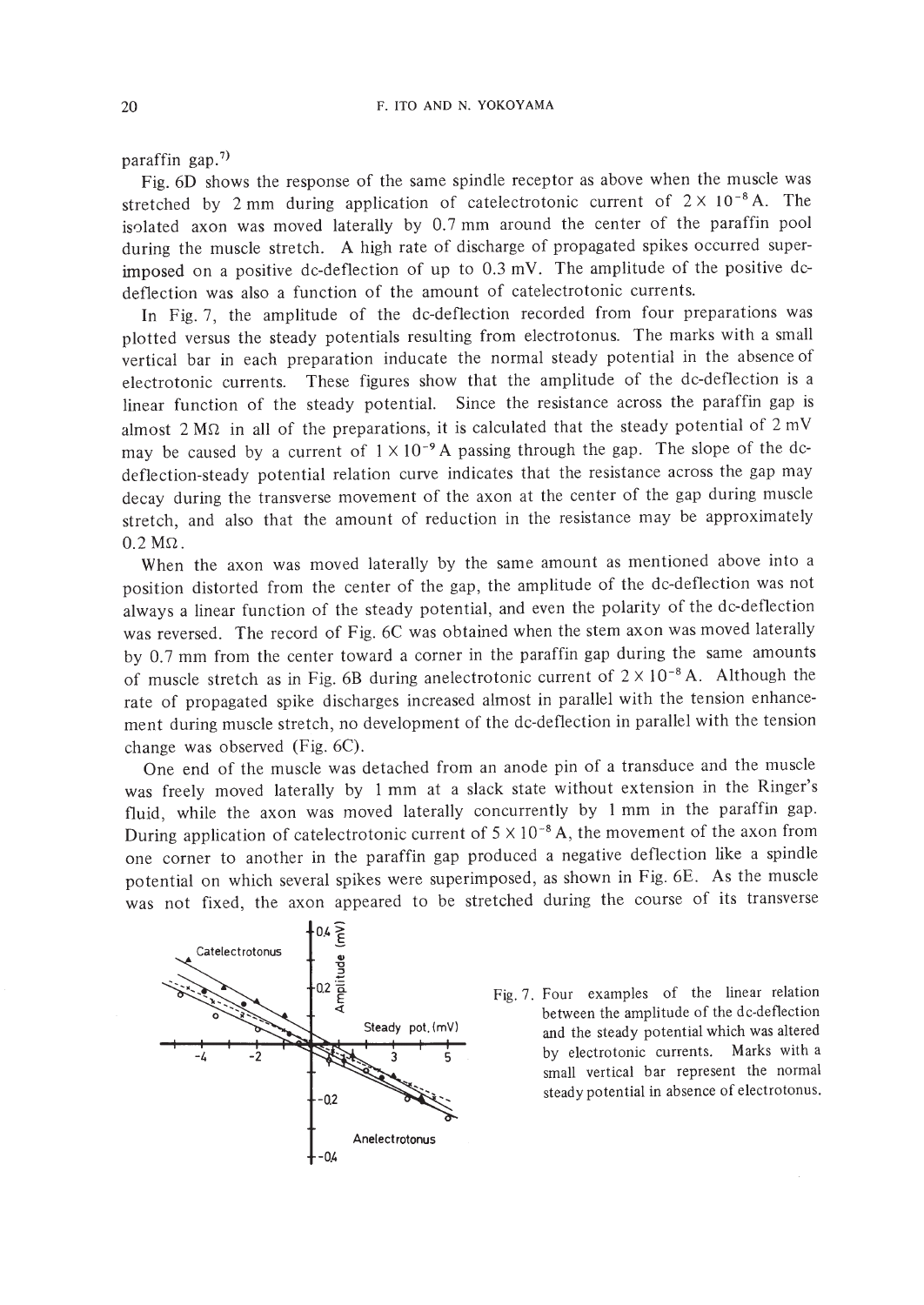paraffin gap.[7)]

Fig. 6D shows the response of the same spindle receptor as above when the muscle was stretched by 2 mm during application of catelectrotonic current of $2 \times 10^{-8}$ A. The isolated axon was moved laterally by 0.7 mm around the center of the paraffin pool during the muscle stretch. A high rate of discharge of propagated spikes occurred superimposed on a positive dc-deflection of up to 0.3 mV. The amplitude of the positive dc-deflection was also a function of the amount of catelectrotonic currents.

In Fig. 7, the amplitude of the dc-deflection recorded from four preparations was plotted versus the steady potentials resulting from electrotonus. The marks with a small vertical bar in each preparation inducate the normal steady potential in the absence of electrotonic currents. These figures show that the amplitude of the dc-deflection is a linear function of the steady potential. Since the resistance across the paraffin gap is almost 2 MΩ in all of the preparations, it is calculated that the steady potential of 2 mV may be caused by a current of $1 \times 10^{-9}$ A passing through the gap. The slope of the dc-deflection-steady potential relation curve indicates that the resistance across the gap may decay during the transverse movement of the axon at the center of the gap during muscle stretch, and also that the amount of reduction in the resistance may be approximately 0.2 MΩ.

When the axon was moved laterally by the same amount as mentioned above into a position distorted from the center of the gap, the amplitude of the dc-deflection was not always a linear function of the steady potential, and even the polarity of the dc-deflection was reversed. The record of Fig. 6C was obtained when the stem axon was moved laterally by 0.7 mm from the center toward a corner in the paraffin gap during the same amounts of muscle stretch as in Fig. 6B during anelectrotonic current of $2 \times 10^{-8}$ A. Although the rate of propagated spike discharges increased almost in parallel with the tension enhancement during muscle stretch, no development of the dc-deflection in parallel with the tension change was observed (Fig. 6C).

One end of the muscle was detached from an anode pin of a transduce and the muscle was freely moved laterally by 1 mm at a slack state without extension in the Ringer's fluid, while the axon was moved laterally concurrently by 1 mm in the paraffin gap. During application of catelectrotonic current of $5 \times 10^{-8}$ A, the movement of the axon from one corner to another in the paraffin gap produced a negative deflection like a spindle potential on which several spikes were superimposed, as shown in Fig. 6E. As the muscle was not fixed, the axon appeared to be stretched during the course of its transverse

Fig. 7. Four examples of the linear relation between the amplitude of the dc-deflection and the steady potential which was altered by electrotonic currents. Marks with a small vertical bar represent the normal steady potential in absence of electrotonus.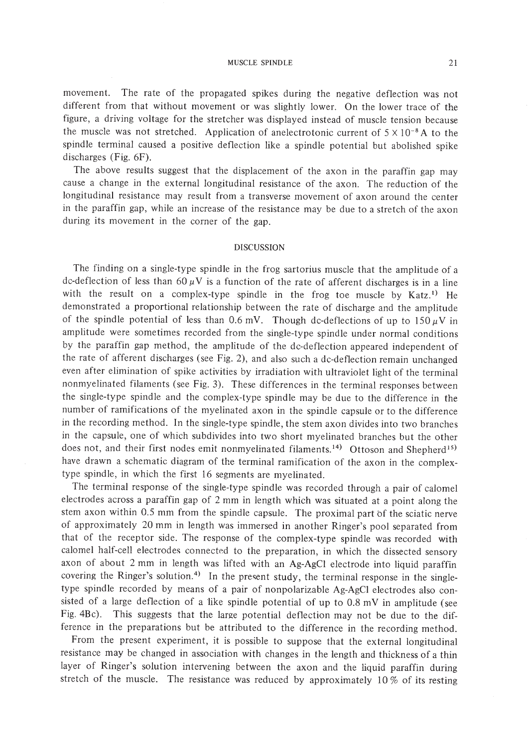movement. The rate of the propagated spikes during the negative deflection was not different from that without movement or was slightly lower. On the lower trace of the figure, a driving voltage for the stretcher was displayed instead of muscle tension because the muscle was not stretched. Application of anelectrotonic current of $5 \times 10^{-8}$ A to the spindle terminal caused a positive deflection like a spindle potential but abolished spike discharges (Fig. 6F).

The above results suggest that the displacement of the axon in the paraffin gap may cause a change in the external longitudinal resistance of the axon. The reduction of the longitudinal resistance may result from a transverse movement of axon around the center in the paraffin gap, while an increase of the resistance may be due to a stretch of the axon during its movement in the corner of the gap.

## DISCUSSION

The finding on a single-type spindle in the frog sartorius muscle that the amplitude of a dc-deflection of less than 60 $\mu$V is a function of the rate of afferent discharges is in a line with the result on a complex-type spindle in the frog toe muscle by Katz.[1] He demonstrated a proportional relationship between the rate of discharge and the amplitude of the spindle potential of less than 0.6 mV. Though dc-deflections of up to 150 $\mu$V in amplitude were sometimes recorded from the single-type spindle under normal conditions by the paraffin gap method, the amplitude of the dc-deflection appeared independent of the rate of afferent discharges (see Fig. 2), and also such a dc-deflection remain unchanged even after elimination of spike activities by irradiation with ultraviolet light of the terminal nonmyelinated filaments (see Fig. 3). These differences in the terminal responses between the single-type spindle and the complex-type spindle may be due to the difference in the number of ramifications of the myelinated axon in the spindle capsule or to the difference in the recording method. In the single-type spindle, the stem axon divides into two branches in the capsule, one of which subdivides into two short myelinated branches but the other does not, and their first nodes emit nonmyelinated filaments.[14] Ottoson and Shepherd[15] have drawn a schematic diagram of the terminal ramification of the axon in the complex-type spindle, in which the first 16 segments are myelinated.

The terminal response of the single-type spindle was recorded through a pair of calomel electrodes across a paraffin gap of 2 mm in length which was situated at a point along the stem axon within 0.5 mm from the spindle capsule. The proximal part of the sciatic nerve of approximately 20 mm in length was immersed in another Ringer's pool separated from that of the receptor side. The response of the complex-type spindle was recorded with calomel half-cell electrodes connected to the preparation, in which the dissected sensory axon of about 2 mm in length was lifted with an Ag-AgCl electrode into liquid paraffin covering the Ringer's solution.[4] In the present study, the terminal response in the single-type spindle recorded by means of a pair of nonpolarizable Ag-AgCl electrodes also consisted of a large deflection of a like spindle potential of up to 0.8 mV in amplitude (see Fig. 4Bc). This suggests that the large potential deflection may not be due to the difference in the preparations but be attributed to the difference in the recording method.

From the present experiment, it is possible to suppose that the external longitudinal resistance may be changed in association with changes in the length and thickness of a thin layer of Ringer's solution intervening between the axon and the liquid paraffin during stretch of the muscle. The resistance was reduced by approximately 10 % of its resting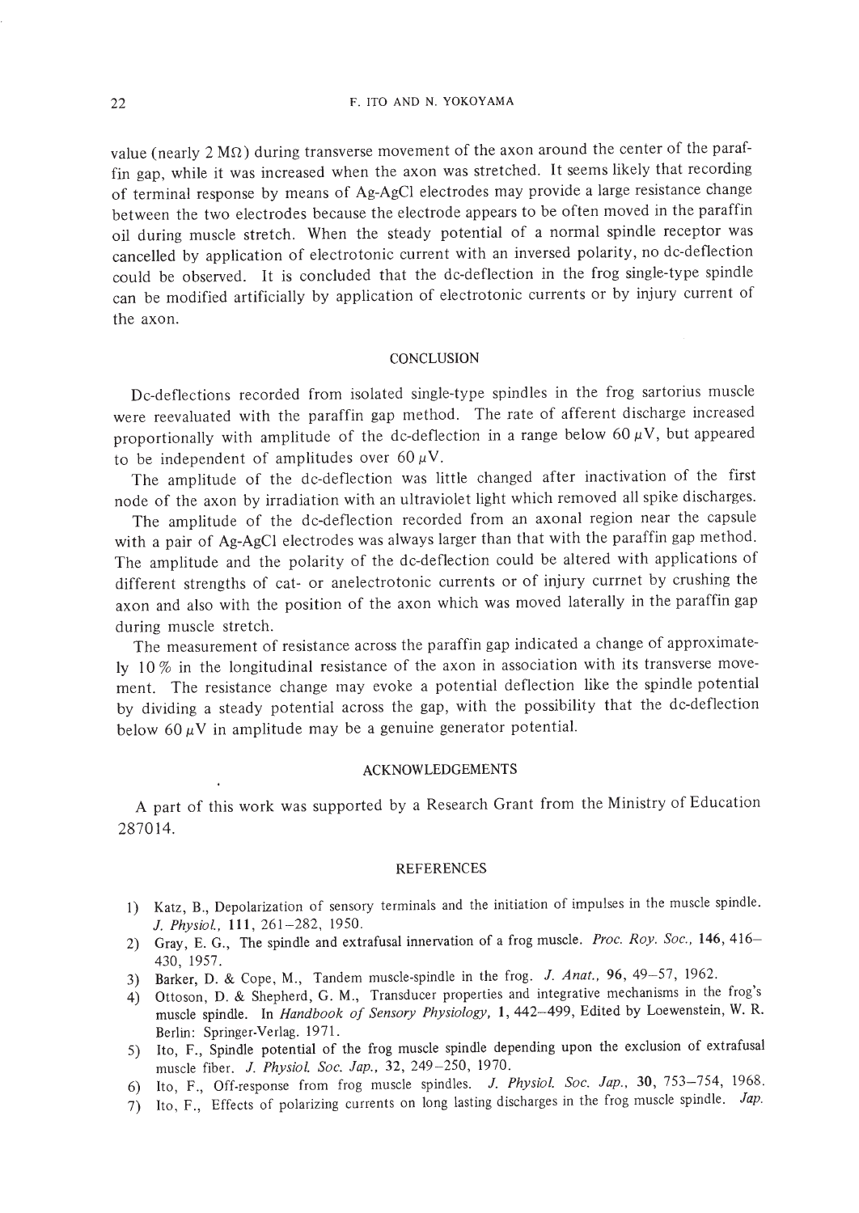value (nearly 2 MΩ) during transverse movement of the axon around the center of the paraffin gap, while it was increased when the axon was stretched. It seems likely that recording of terminal response by means of Ag-AgCl electrodes may provide a large resistance change between the two electrodes because the electrode appears to be often moved in the paraffin oil during muscle stretch. When the steady potential of a normal spindle receptor was cancelled by application of electrotonic current with an inversed polarity, no dc-deflection could be observed. It is concluded that the dc-deflection in the frog single-type spindle can be modified artificially by application of electrotonic currents or by injury current of the axon.

## CONCLUSION

Dc-deflections recorded from isolated single-type spindles in the frog sartorius muscle were reevaluated with the paraffin gap method. The rate of afferent discharge increased proportionally with amplitude of the dc-deflection in a range below 60 $\mu$V, but appeared to be independent of amplitudes over 60 $\mu$V.

The amplitude of the dc-deflection was little changed after inactivation of the first node of the axon by irradiation with an ultraviolet light which removed all spike discharges.

The amplitude of the dc-deflection recorded from an axonal region near the capsule with a pair of Ag-AgCl electrodes was always larger than that with the paraffin gap method. The amplitude and the polarity of the dc-deflection could be altered with applications of different strengths of cat- or anelectrotonic currents or of injury currnet by crushing the axon and also with the position of the axon which was moved laterally in the paraffin gap during muscle stretch.

The measurement of resistance across the paraffin gap indicated a change of approximately 10 % in the longitudinal resistance of the axon in association with its transverse movement. The resistance change may evoke a potential deflection like the spindle potential by dividing a steady potential across the gap, with the possibility that the dc-deflection below 60 $\mu$V in amplitude may be a genuine generator potential.

## ACKNOWLEDGEMENTS

A part of this work was supported by a Research Grant from the Ministry of Education 287014.

## REFERENCES

1) Katz, B., Depolarization of sensory terminals and the initiation of impulses in the muscle spindle. *J. Physiol.*, **111**, 261–282, 1950.
2) Gray, E. G., The spindle and extrafusal innervation of a frog muscle. *Proc. Roy. Soc.*, **146**, 416–430, 1957.
3) Barker, D. & Cope, M., Tandem muscle-spindle in the frog. *J. Anat.*, **96**, 49–57, 1962.
4) Ottoson, D. & Shepherd, G. M., Transducer properties and integrative mechanisms in the frog's muscle spindle. In *Handbook of Sensory Physiology*, **1**, 442–499, Edited by Loewenstein, W. R. Berlin: Springer-Verlag. 1971.
5) Ito, F., Spindle potential of the frog muscle spindle depending upon the exclusion of extrafusal muscle fiber. *J. Physiol. Soc. Jap.*, **32**, 249–250, 1970.
6) Ito, F., Off-response from frog muscle spindles. *J. Physiol. Soc. Jap.*, **30**, 753–754, 1968.
7) Ito, F., Effects of polarizing currents on long lasting discharges in the frog muscle spindle. *Jap.*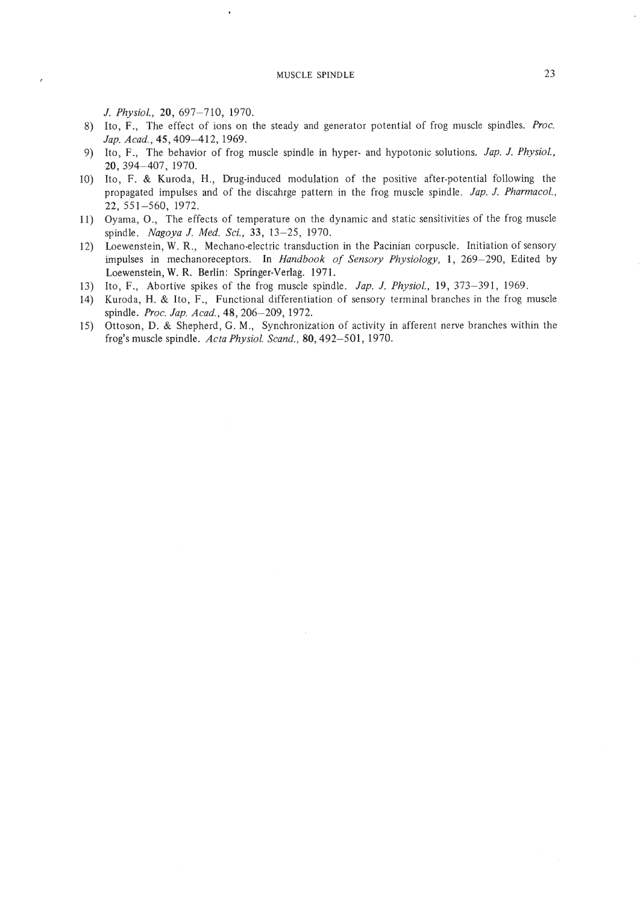*J. Physiol.,* **20**, 697–710, 1970.

8) Ito, F., The effect of ions on the steady and generator potential of frog muscle spindles. *Proc. Jap. Acad.,* **45**, 409–412, 1969.
9) Ito, F., The behavior of frog muscle spindle in hyper- and hypotonic solutions. *Jap. J. Physiol.,* **20**, 394–407, 1970.
10) Ito, F. & Kuroda, H., Drug-induced modulation of the positive after-potential following the propagated impulses and of the discahrge pattern in the frog muscle spindle. *Jap. J. Pharmacol.,* 22, 551–560, 1972.
11) Oyama, O., The effects of temperature on the dynamic and static sensitivities of the frog muscle spindle. *Nagoya J. Med. Sci.,* **33**, 13–25, 1970.
12) Loewenstein, W. R., Mechano-electric transduction in the Pacinian corpuscle. Initiation of sensory impulses in mechanoreceptors. In *Handbook of Sensory Physiology,* **1**, 269–290, Edited by Loewenstein, W. R. Berlin: Springer-Verlag. 1971.
13) Ito, F., Abortive spikes of the frog muscle spindle. *Jap. J. Physiol.,* **19**, 373–391, 1969.
14) Kuroda, H. & Ito, F., Functional differentiation of sensory terminal branches in the frog muscle spindle. *Proc. Jap. Acad.,* **48**, 206–209, 1972.
15) Ottoson, D. & Shepherd, G. M., Synchronization of activity in afferent nerve branches within the frog's muscle spindle. *Acta Physiol. Scand.,* **80**, 492–501, 1970.